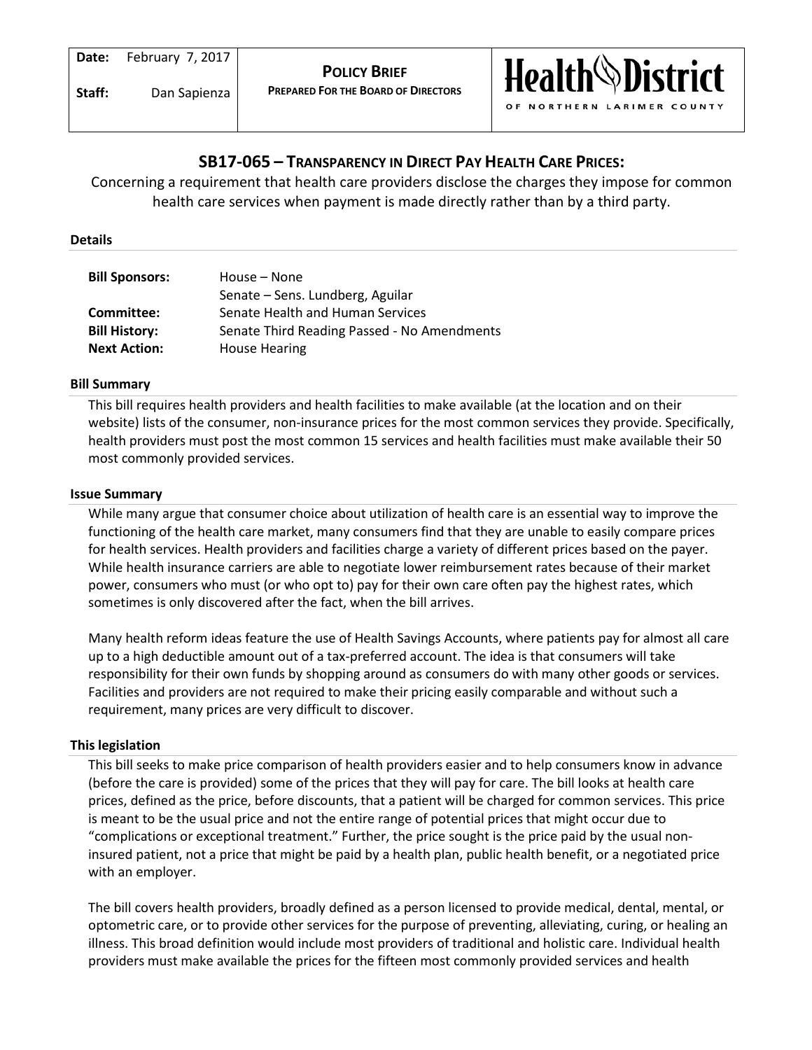| **Date:** February 7, 2017 | **POLICY BRIEF** | Health District |
|---|---|---|
| **Staff:** Dan Sapienza | **PREPARED FOR THE BOARD OF DIRECTORS** | OF NORTHERN LARIMER COUNTY |

# SB17-065 – TRANSPARENCY IN DIRECT PAY HEALTH CARE PRICES:

Concerning a requirement that health care providers disclose the charges they impose for common health care services when payment is made directly rather than by a third party.

## Details

| | |
|---|---|
| **Bill Sponsors:** | House – None |
| | Senate – Sens. Lundberg, Aguilar |
| **Committee:** | Senate Health and Human Services |
| **Bill History:** | Senate Third Reading Passed - No Amendments |
| **Next Action:** | House Hearing |

## Bill Summary

This bill requires health providers and health facilities to make available (at the location and on their website) lists of the consumer, non-insurance prices for the most common services they provide. Specifically, health providers must post the most common 15 services and health facilities must make available their 50 most commonly provided services.

## Issue Summary

While many argue that consumer choice about utilization of health care is an essential way to improve the functioning of the health care market, many consumers find that they are unable to easily compare prices for health services. Health providers and facilities charge a variety of different prices based on the payer. While health insurance carriers are able to negotiate lower reimbursement rates because of their market power, consumers who must (or who opt to) pay for their own care often pay the highest rates, which sometimes is only discovered after the fact, when the bill arrives.

Many health reform ideas feature the use of Health Savings Accounts, where patients pay for almost all care up to a high deductible amount out of a tax-preferred account. The idea is that consumers will take responsibility for their own funds by shopping around as consumers do with many other goods or services. Facilities and providers are not required to make their pricing easily comparable and without such a requirement, many prices are very difficult to discover.

## This legislation

This bill seeks to make price comparison of health providers easier and to help consumers know in advance (before the care is provided) some of the prices that they will pay for care. The bill looks at health care prices, defined as the price, before discounts, that a patient will be charged for common services. This price is meant to be the usual price and not the entire range of potential prices that might occur due to "complications or exceptional treatment." Further, the price sought is the price paid by the usual non-insured patient, not a price that might be paid by a health plan, public health benefit, or a negotiated price with an employer.

The bill covers health providers, broadly defined as a person licensed to provide medical, dental, mental, or optometric care, or to provide other services for the purpose of preventing, alleviating, curing, or healing an illness. This broad definition would include most providers of traditional and holistic care. Individual health providers must make available the prices for the fifteen most commonly provided services and health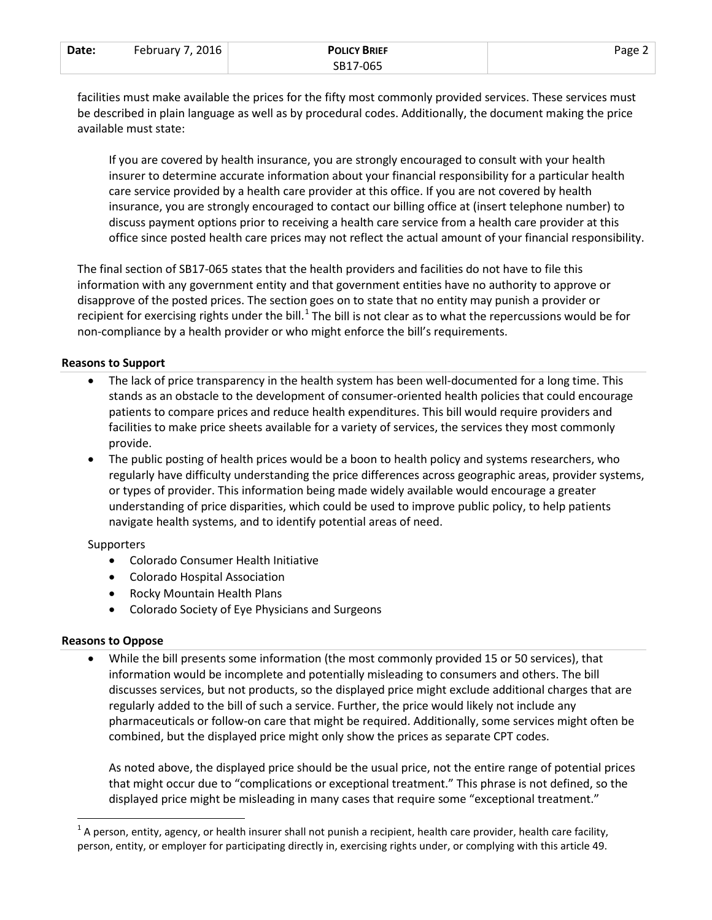facilities must make available the prices for the fifty most commonly provided services. These services must be described in plain language as well as by procedural codes. Additionally, the document making the price available must state:

> If you are covered by health insurance, you are strongly encouraged to consult with your health insurer to determine accurate information about your financial responsibility for a particular health care service provided by a health care provider at this office. If you are not covered by health insurance, you are strongly encouraged to contact our billing office at (insert telephone number) to discuss payment options prior to receiving a health care service from a health care provider at this office since posted health care prices may not reflect the actual amount of your financial responsibility.

The final section of SB17-065 states that the health providers and facilities do not have to file this information with any government entity and that government entities have no authority to approve or disapprove of the posted prices. The section goes on to state that no entity may punish a provider or recipient for exercising rights under the bill.[1] The bill is not clear as to what the repercussions would be for non-compliance by a health provider or who might enforce the bill's requirements.

**Reasons to Support**

- The lack of price transparency in the health system has been well-documented for a long time. This stands as an obstacle to the development of consumer-oriented health policies that could encourage patients to compare prices and reduce health expenditures. This bill would require providers and facilities to make price sheets available for a variety of services, the services they most commonly provide.
- The public posting of health prices would be a boon to health policy and systems researchers, who regularly have difficulty understanding the price differences across geographic areas, provider systems, or types of provider. This information being made widely available would encourage a greater understanding of price disparities, which could be used to improve public policy, to help patients navigate health systems, and to identify potential areas of need.

Supporters

- Colorado Consumer Health Initiative
- Colorado Hospital Association
- Rocky Mountain Health Plans
- Colorado Society of Eye Physicians and Surgeons

**Reasons to Oppose**

- While the bill presents some information (the most commonly provided 15 or 50 services), that information would be incomplete and potentially misleading to consumers and others. The bill discusses services, but not products, so the displayed price might exclude additional charges that are regularly added to the bill of such a service. Further, the price would likely not include any pharmaceuticals or follow-on care that might be required. Additionally, some services might often be combined, but the displayed price might only show the prices as separate CPT codes.

  As noted above, the displayed price should be the usual price, not the entire range of potential prices that might occur due to "complications or exceptional treatment." This phrase is not defined, so the displayed price might be misleading in many cases that require some "exceptional treatment."

[1] A person, entity, agency, or health insurer shall not punish a recipient, health care provider, health care facility, person, entity, or employer for participating directly in, exercising rights under, or complying with this article 49.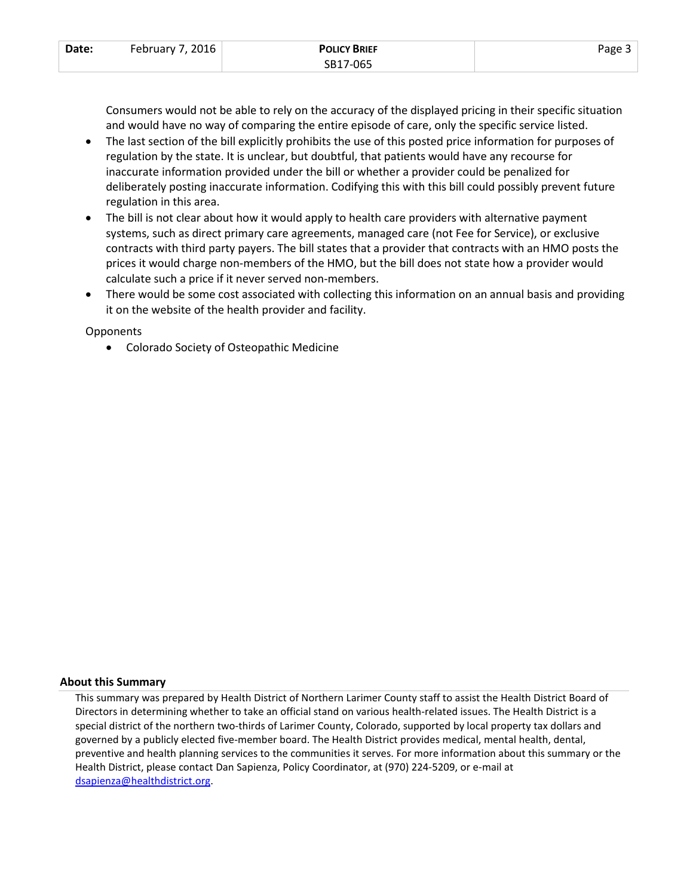Consumers would not be able to rely on the accuracy of the displayed pricing in their specific situation and would have no way of comparing the entire episode of care, only the specific service listed.

- The last section of the bill explicitly prohibits the use of this posted price information for purposes of regulation by the state. It is unclear, but doubtful, that patients would have any recourse for inaccurate information provided under the bill or whether a provider could be penalized for deliberately posting inaccurate information. Codifying this with this bill could possibly prevent future regulation in this area.
- The bill is not clear about how it would apply to health care providers with alternative payment systems, such as direct primary care agreements, managed care (not Fee for Service), or exclusive contracts with third party payers. The bill states that a provider that contracts with an HMO posts the prices it would charge non-members of the HMO, but the bill does not state how a provider would calculate such a price if it never served non-members.
- There would be some cost associated with collecting this information on an annual basis and providing it on the website of the health provider and facility.

Opponents

- Colorado Society of Osteopathic Medicine

**About this Summary**

This summary was prepared by Health District of Northern Larimer County staff to assist the Health District Board of Directors in determining whether to take an official stand on various health-related issues. The Health District is a special district of the northern two-thirds of Larimer County, Colorado, supported by local property tax dollars and governed by a publicly elected five-member board. The Health District provides medical, mental health, dental, preventive and health planning services to the communities it serves. For more information about this summary or the Health District, please contact Dan Sapienza, Policy Coordinator, at (970) 224-5209, or e-mail at dsapienza@healthdistrict.org.